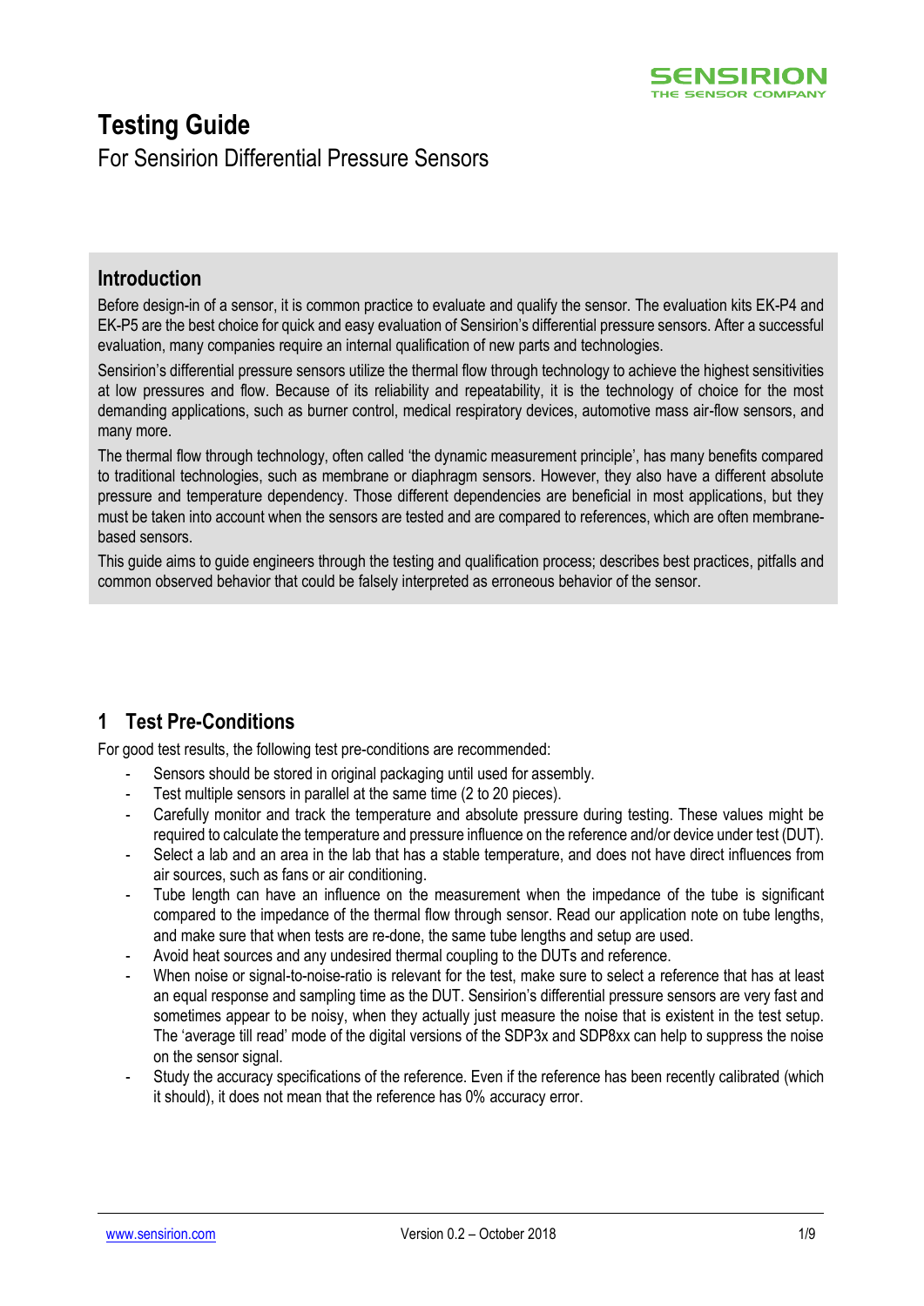# Testing Guide

For Sensirion Differential Pressure Sensors

## Introduction

Before design-in of a sensor, it is common practice to evaluate and qualify the sensor. The evaluation kits EK-P4 and EK-P5 are the best choice for quick and easy evaluation of Sensirion's differential pressure sensors. After a successful evaluation, many companies require an internal qualification of new parts and technologies.

Sensirion's differential pressure sensors utilize the thermal flow through technology to achieve the highest sensitivities at low pressures and flow. Because of its reliability and repeatability, it is the technology of choice for the most demanding applications, such as burner control, medical respiratory devices, automotive mass air-flow sensors, and many more.

The thermal flow through technology, often called 'the dynamic measurement principle', has many benefits compared to traditional technologies, such as membrane or diaphragm sensors. However, they also have a different absolute pressure and temperature dependency. Those different dependencies are beneficial in most applications, but they must be taken into account when the sensors are tested and are compared to references, which are often membrane-based sensors.

This guide aims to guide engineers through the testing and qualification process; describes best practices, pitfalls and common observed behavior that could be falsely interpreted as erroneous behavior of the sensor.

## 1 Test Pre-Conditions

For good test results, the following test pre-conditions are recommended:

- Sensors should be stored in original packaging until used for assembly.
- Test multiple sensors in parallel at the same time (2 to 20 pieces).
- Carefully monitor and track the temperature and absolute pressure during testing. These values might be required to calculate the temperature and pressure influence on the reference and/or device under test (DUT).
- Select a lab and an area in the lab that has a stable temperature, and does not have direct influences from air sources, such as fans or air conditioning.
- Tube length can have an influence on the measurement when the impedance of the tube is significant compared to the impedance of the thermal flow through sensor. Read our application note on tube lengths, and make sure that when tests are re-done, the same tube lengths and setup are used.
- Avoid heat sources and any undesired thermal coupling to the DUTs and reference.
- When noise or signal-to-noise-ratio is relevant for the test, make sure to select a reference that has at least an equal response and sampling time as the DUT. Sensirion's differential pressure sensors are very fast and sometimes appear to be noisy, when they actually just measure the noise that is existent in the test setup. The 'average till read' mode of the digital versions of the SDP3x and SDP8xx can help to suppress the noise on the sensor signal.
- Study the accuracy specifications of the reference. Even if the reference has been recently calibrated (which it should), it does not mean that the reference has 0% accuracy error.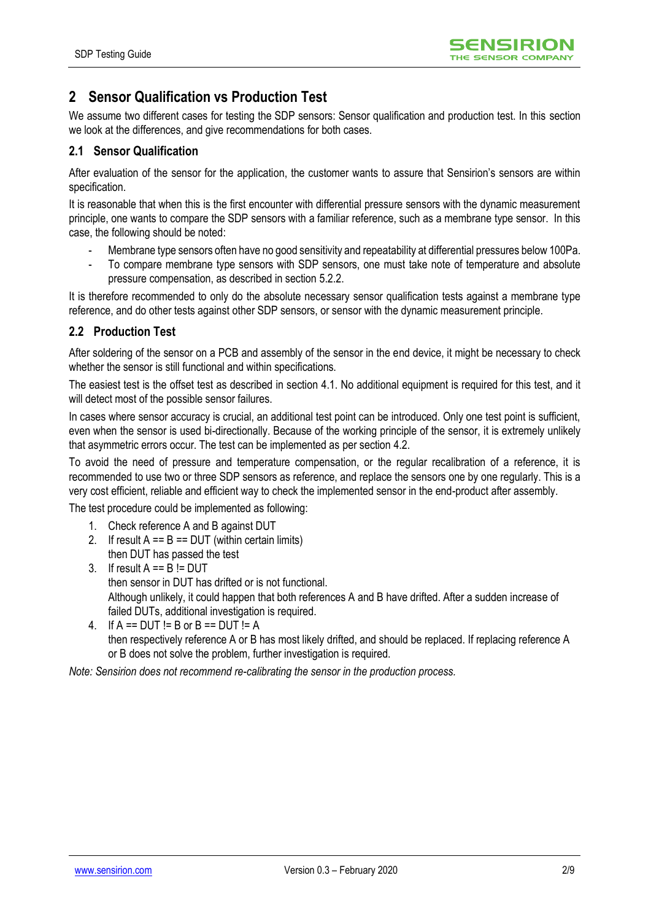# 2 Sensor Qualification vs Production Test

We assume two different cases for testing the SDP sensors: Sensor qualification and production test. In this section we look at the differences, and give recommendations for both cases.

## 2.1 Sensor Qualification

After evaluation of the sensor for the application, the customer wants to assure that Sensirion's sensors are within specification.

It is reasonable that when this is the first encounter with differential pressure sensors with the dynamic measurement principle, one wants to compare the SDP sensors with a familiar reference, such as a membrane type sensor. In this case, the following should be noted:

- Membrane type sensors often have no good sensitivity and repeatability at differential pressures below 100Pa.
- To compare membrane type sensors with SDP sensors, one must take note of temperature and absolute pressure compensation, as described in section 5.2.2.

It is therefore recommended to only do the absolute necessary sensor qualification tests against a membrane type reference, and do other tests against other SDP sensors, or sensor with the dynamic measurement principle.

## 2.2 Production Test

After soldering of the sensor on a PCB and assembly of the sensor in the end device, it might be necessary to check whether the sensor is still functional and within specifications.

The easiest test is the offset test as described in section 4.1. No additional equipment is required for this test, and it will detect most of the possible sensor failures.

In cases where sensor accuracy is crucial, an additional test point can be introduced. Only one test point is sufficient, even when the sensor is used bi-directionally. Because of the working principle of the sensor, it is extremely unlikely that asymmetric errors occur. The test can be implemented as per section 4.2.

To avoid the need of pressure and temperature compensation, or the regular recalibration of a reference, it is recommended to use two or three SDP sensors as reference, and replace the sensors one by one regularly. This is a very cost efficient, reliable and efficient way to check the implemented sensor in the end-product after assembly.

The test procedure could be implemented as following:

1. Check reference A and B against DUT
2. If result A == B == DUT (within certain limits)
   then DUT has passed the test
3. If result A == B != DUT
   then sensor in DUT has drifted or is not functional.
   Although unlikely, it could happen that both references A and B have drifted. After a sudden increase of failed DUTs, additional investigation is required.
4. If A == DUT != B or B == DUT != A
   then respectively reference A or B has most likely drifted, and should be replaced. If replacing reference A or B does not solve the problem, further investigation is required.

*Note: Sensirion does not recommend re-calibrating the sensor in the production process.*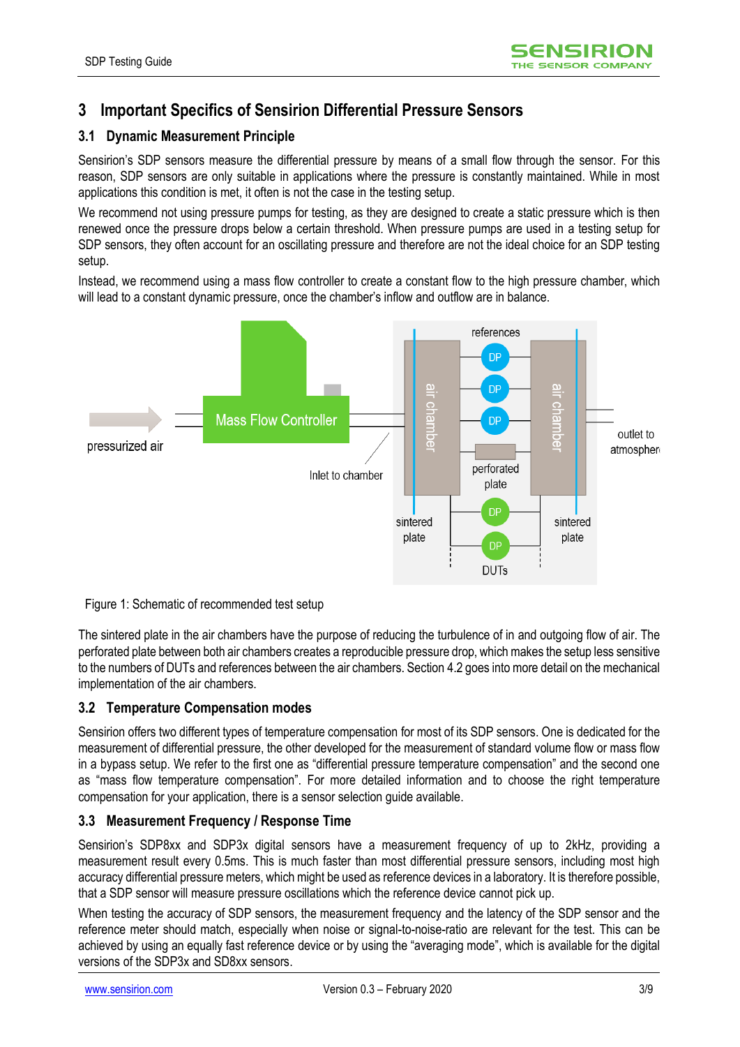# 3 Important Specifics of Sensirion Differential Pressure Sensors

## 3.1 Dynamic Measurement Principle

Sensirion's SDP sensors measure the differential pressure by means of a small flow through the sensor. For this reason, SDP sensors are only suitable in applications where the pressure is constantly maintained. While in most applications this condition is met, it often is not the case in the testing setup.

We recommend not using pressure pumps for testing, as they are designed to create a static pressure which is then renewed once the pressure drops below a certain threshold. When pressure pumps are used in a testing setup for SDP sensors, they often account for an oscillating pressure and therefore are not the ideal choice for an SDP testing setup.

Instead, we recommend using a mass flow controller to create a constant flow to the high pressure chamber, which will lead to a constant dynamic pressure, once the chamber's inflow and outflow are in balance.

Figure 1: Schematic of recommended test setup

The sintered plate in the air chambers have the purpose of reducing the turbulence of in and outgoing flow of air. The perforated plate between both air chambers creates a reproducible pressure drop, which makes the setup less sensitive to the numbers of DUTs and references between the air chambers. Section 4.2 goes into more detail on the mechanical implementation of the air chambers.

## 3.2 Temperature Compensation modes

Sensirion offers two different types of temperature compensation for most of its SDP sensors. One is dedicated for the measurement of differential pressure, the other developed for the measurement of standard volume flow or mass flow in a bypass setup. We refer to the first one as "differential pressure temperature compensation" and the second one as "mass flow temperature compensation". For more detailed information and to choose the right temperature compensation for your application, there is a sensor selection guide available.

## 3.3 Measurement Frequency / Response Time

Sensirion's SDP8xx and SDP3x digital sensors have a measurement frequency of up to 2kHz, providing a measurement result every 0.5ms. This is much faster than most differential pressure sensors, including most high accuracy differential pressure meters, which might be used as reference devices in a laboratory. It is therefore possible, that a SDP sensor will measure pressure oscillations which the reference device cannot pick up.

When testing the accuracy of SDP sensors, the measurement frequency and the latency of the SDP sensor and the reference meter should match, especially when noise or signal-to-noise-ratio are relevant for the test. This can be achieved by using an equally fast reference device or by using the "averaging mode", which is available for the digital versions of the SDP3x and SD8xx sensors.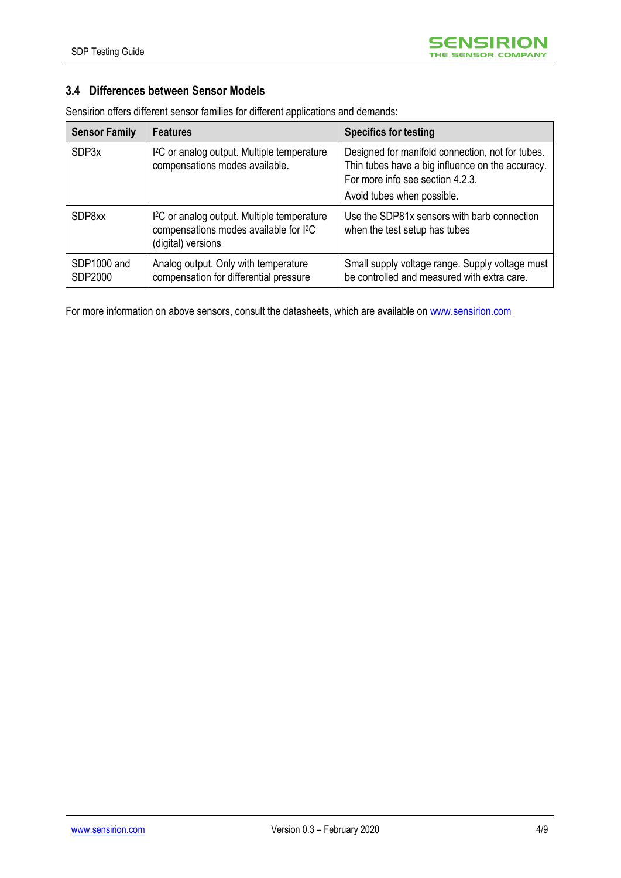### 3.4 Differences between Sensor Models

Sensirion offers different sensor families for different applications and demands:

| Sensor Family | Features | Specifics for testing |
|---|---|---|
| SDP3x | I²C or analog output. Multiple temperature compensations modes available. | Designed for manifold connection, not for tubes. Thin tubes have a big influence on the accuracy. For more info see section 4.2.3. Avoid tubes when possible. |
| SDP8xx | I²C or analog output. Multiple temperature compensations modes available for I²C (digital) versions | Use the SDP81x sensors with barb connection when the test setup has tubes |
| SDP1000 and SDP2000 | Analog output. Only with temperature compensation for differential pressure | Small supply voltage range. Supply voltage must be controlled and measured with extra care. |

For more information on above sensors, consult the datasheets, which are available on www.sensirion.com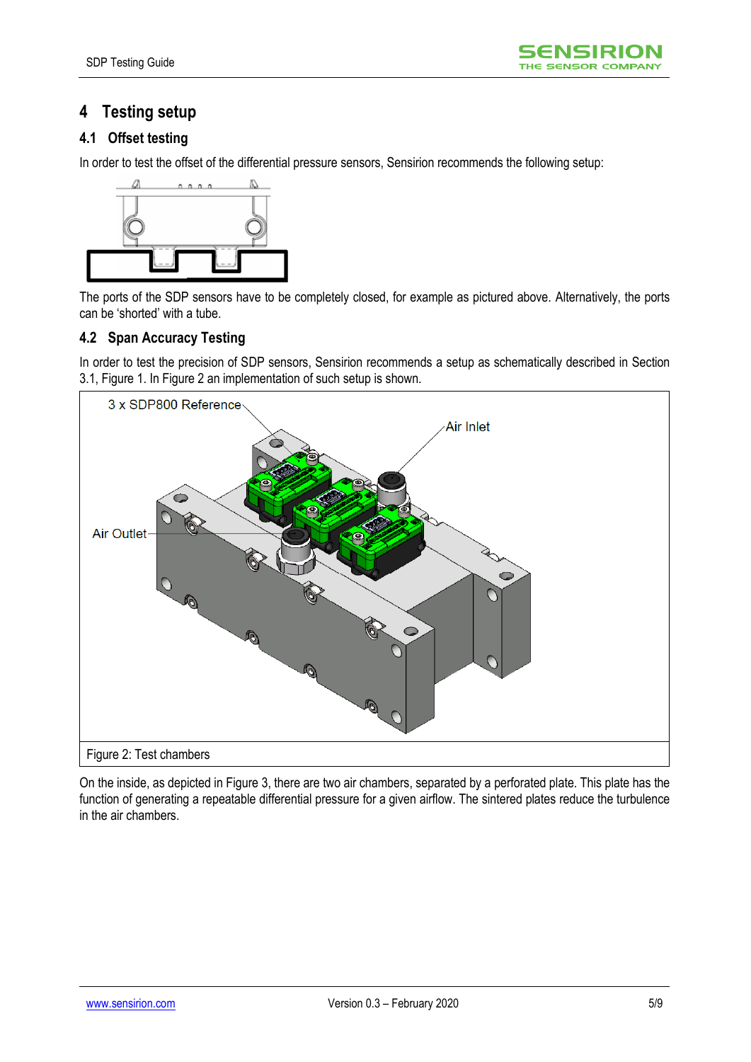# 4 Testing setup

## 4.1 Offset testing

In order to test the offset of the differential pressure sensors, Sensirion recommends the following setup:

The ports of the SDP sensors have to be completely closed, for example as pictured above. Alternatively, the ports can be 'shorted' with a tube.

## 4.2 Span Accuracy Testing

In order to test the precision of SDP sensors, Sensirion recommends a setup as schematically described in Section 3.1, Figure 1. In Figure 2 an implementation of such setup is shown.

Figure 2: Test chambers

On the inside, as depicted in Figure 3, there are two air chambers, separated by a perforated plate. This plate has the function of generating a repeatable differential pressure for a given airflow. The sintered plates reduce the turbulence in the air chambers.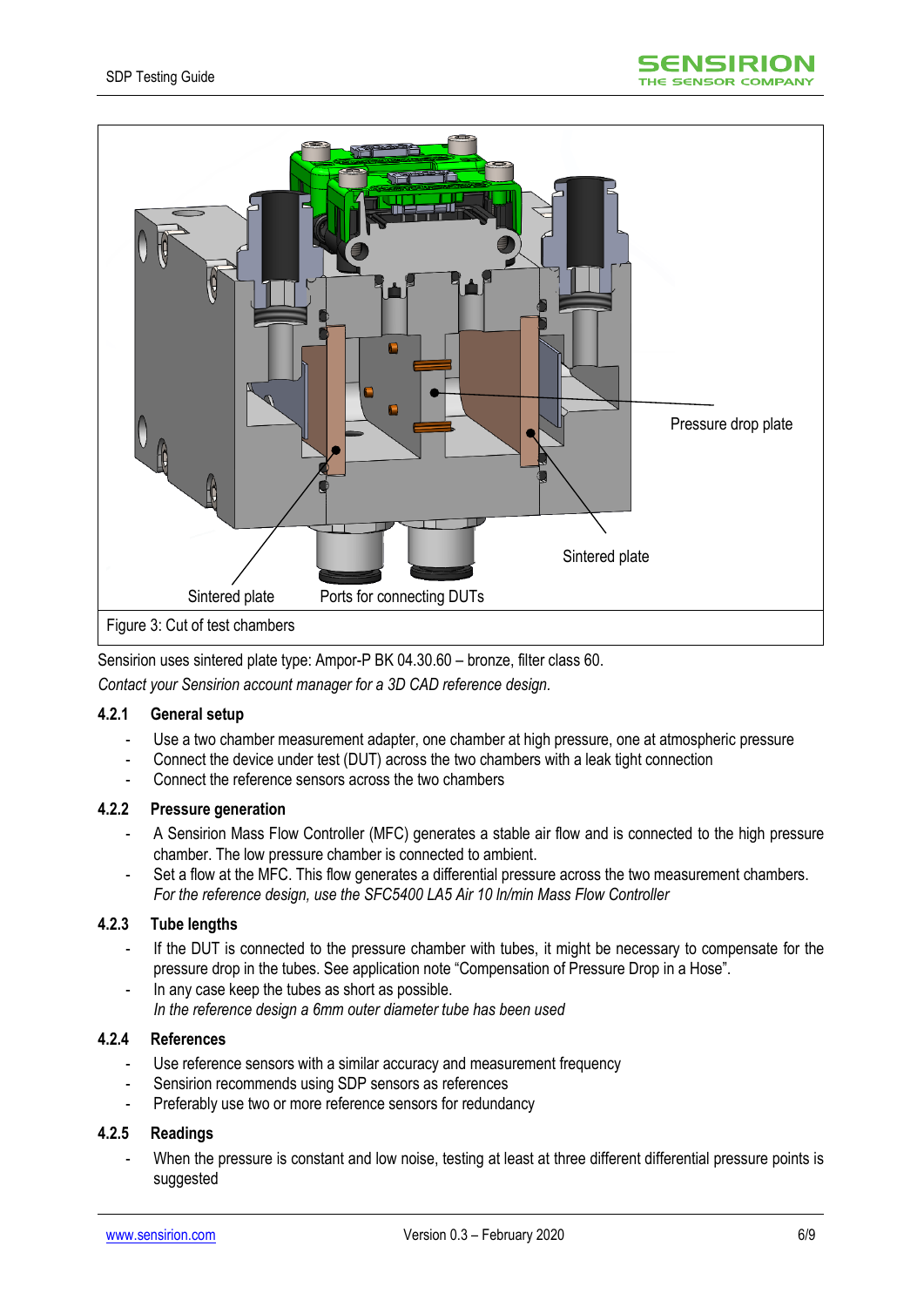Pressure drop plate

Sintered plate

Sintered plate

Ports for connecting DUTs

Figure 3: Cut of test chambers

Sensirion uses sintered plate type: Ampor-P BK 04.30.60 – bronze, filter class 60.

*Contact your Sensirion account manager for a 3D CAD reference design.*

#### 4.2.1 General setup

- Use a two chamber measurement adapter, one chamber at high pressure, one at atmospheric pressure
- Connect the device under test (DUT) across the two chambers with a leak tight connection
- Connect the reference sensors across the two chambers

#### 4.2.2 Pressure generation

- A Sensirion Mass Flow Controller (MFC) generates a stable air flow and is connected to the high pressure chamber. The low pressure chamber is connected to ambient.
- Set a flow at the MFC. This flow generates a differential pressure across the two measurement chambers.
  *For the reference design, use the SFC5400 LA5 Air 10 ln/min Mass Flow Controller*

#### 4.2.3 Tube lengths

- If the DUT is connected to the pressure chamber with tubes, it might be necessary to compensate for the pressure drop in the tubes. See application note "Compensation of Pressure Drop in a Hose".
- In any case keep the tubes as short as possible.
  *In the reference design a 6mm outer diameter tube has been used*

#### 4.2.4 References

- Use reference sensors with a similar accuracy and measurement frequency
- Sensirion recommends using SDP sensors as references
- Preferably use two or more reference sensors for redundancy

#### 4.2.5 Readings

- When the pressure is constant and low noise, testing at least at three different differential pressure points is suggested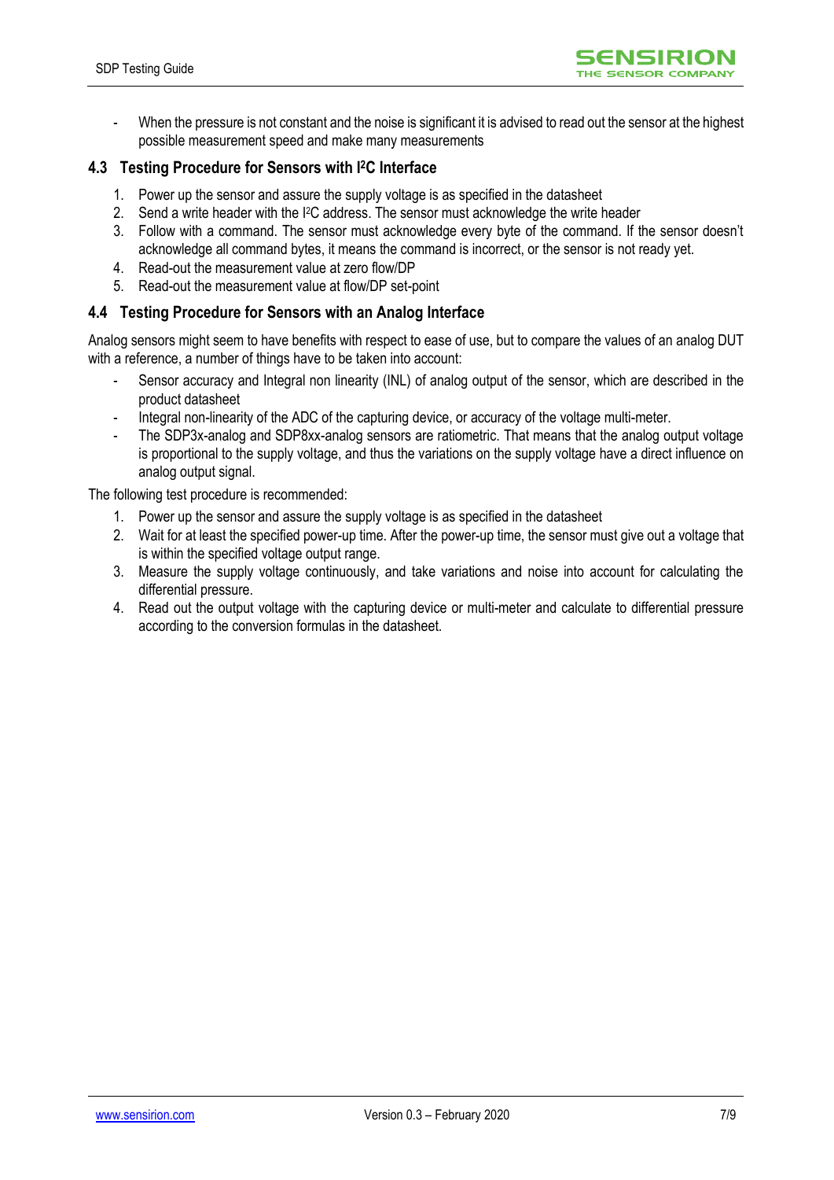- When the pressure is not constant and the noise is significant it is advised to read out the sensor at the highest possible measurement speed and make many measurements

## 4.3 Testing Procedure for Sensors with I²C Interface

1. Power up the sensor and assure the supply voltage is as specified in the datasheet
2. Send a write header with the I²C address. The sensor must acknowledge the write header
3. Follow with a command. The sensor must acknowledge every byte of the command. If the sensor doesn't acknowledge all command bytes, it means the command is incorrect, or the sensor is not ready yet.
4. Read-out the measurement value at zero flow/DP
5. Read-out the measurement value at flow/DP set-point

## 4.4 Testing Procedure for Sensors with an Analog Interface

Analog sensors might seem to have benefits with respect to ease of use, but to compare the values of an analog DUT with a reference, a number of things have to be taken into account:

- Sensor accuracy and Integral non linearity (INL) of analog output of the sensor, which are described in the product datasheet
- Integral non-linearity of the ADC of the capturing device, or accuracy of the voltage multi-meter.
- The SDP3x-analog and SDP8xx-analog sensors are ratiometric. That means that the analog output voltage is proportional to the supply voltage, and thus the variations on the supply voltage have a direct influence on analog output signal.

The following test procedure is recommended:

1. Power up the sensor and assure the supply voltage is as specified in the datasheet
2. Wait for at least the specified power-up time. After the power-up time, the sensor must give out a voltage that is within the specified voltage output range.
3. Measure the supply voltage continuously, and take variations and noise into account for calculating the differential pressure.
4. Read out the output voltage with the capturing device or multi-meter and calculate to differential pressure according to the conversion formulas in the datasheet.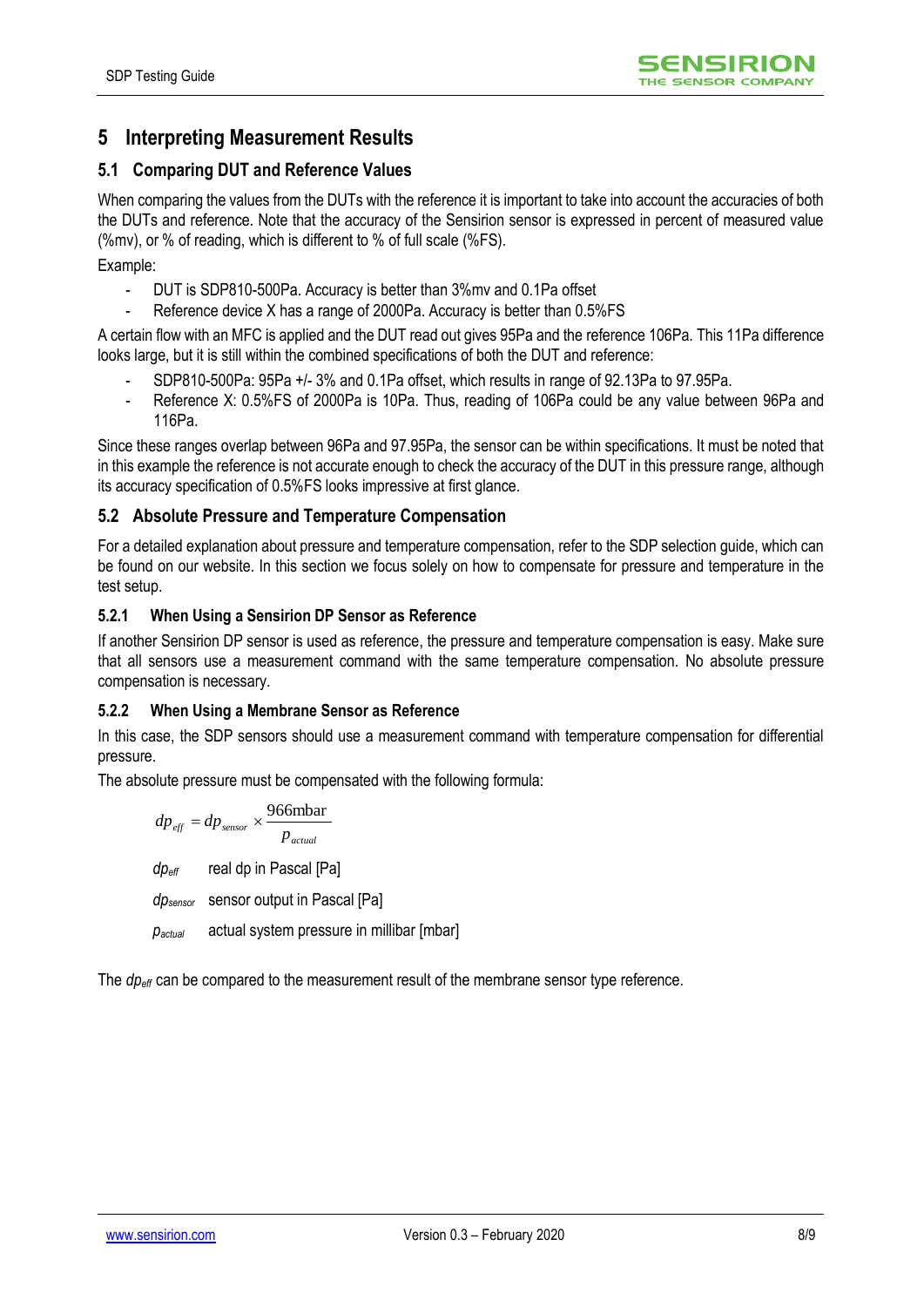# 5 Interpreting Measurement Results

## 5.1 Comparing DUT and Reference Values

When comparing the values from the DUTs with the reference it is important to take into account the accuracies of both the DUTs and reference. Note that the accuracy of the Sensirion sensor is expressed in percent of measured value (%mv), or % of reading, which is different to % of full scale (%FS).

Example:

- DUT is SDP810-500Pa. Accuracy is better than 3%mv and 0.1Pa offset
- Reference device X has a range of 2000Pa. Accuracy is better than 0.5%FS

A certain flow with an MFC is applied and the DUT read out gives 95Pa and the reference 106Pa. This 11Pa difference looks large, but it is still within the combined specifications of both the DUT and reference:

- SDP810-500Pa: 95Pa +/- 3% and 0.1Pa offset, which results in range of 92.13Pa to 97.95Pa.
- Reference X: 0.5%FS of 2000Pa is 10Pa. Thus, reading of 106Pa could be any value between 96Pa and 116Pa.

Since these ranges overlap between 96Pa and 97.95Pa, the sensor can be within specifications. It must be noted that in this example the reference is not accurate enough to check the accuracy of the DUT in this pressure range, although its accuracy specification of 0.5%FS looks impressive at first glance.

## 5.2 Absolute Pressure and Temperature Compensation

For a detailed explanation about pressure and temperature compensation, refer to the SDP selection guide, which can be found on our website. In this section we focus solely on how to compensate for pressure and temperature in the test setup.

### 5.2.1 When Using a Sensirion DP Sensor as Reference

If another Sensirion DP sensor is used as reference, the pressure and temperature compensation is easy. Make sure that all sensors use a measurement command with the same temperature compensation. No absolute pressure compensation is necessary.

### 5.2.2 When Using a Membrane Sensor as Reference

In this case, the SDP sensors should use a measurement command with temperature compensation for differential pressure.

The absolute pressure must be compensated with the following formula:

$$dp_{eff} = dp_{sensor} \times \frac{966\text{mbar}}{p_{actual}}$$

$dp_{eff}$ real dp in Pascal [Pa]

$dp_{sensor}$ sensor output in Pascal [Pa]

$p_{actual}$ actual system pressure in millibar [mbar]

The $dp_{eff}$ can be compared to the measurement result of the membrane sensor type reference.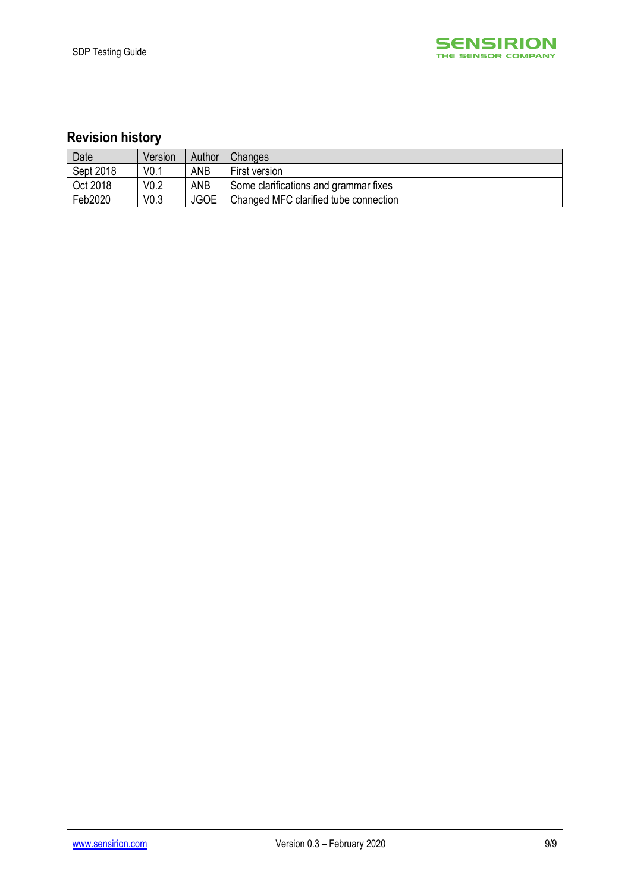## Revision history

| Date | Version | Author | Changes |
|---|---|---|---|
| Sept 2018 | V0.1 | ANB | First version |
| Oct 2018 | V0.2 | ANB | Some clarifications and grammar fixes |
| Feb2020 | V0.3 | JGOE | Changed MFC clarified tube connection |